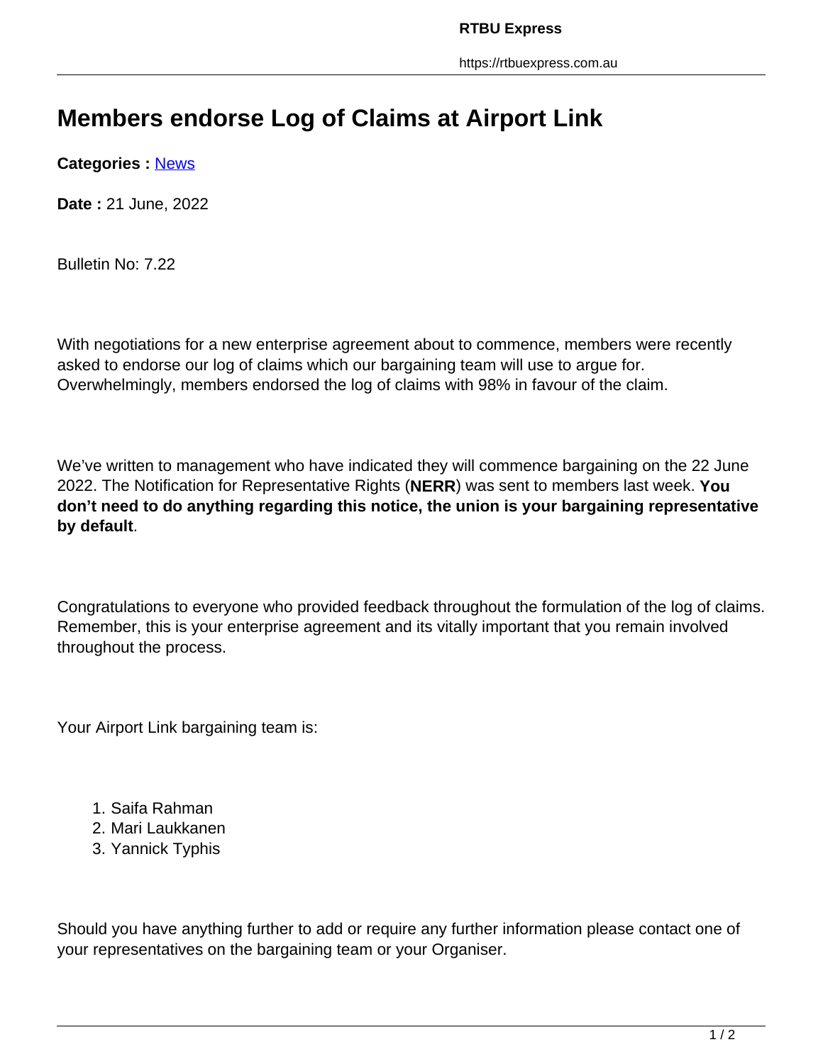# Members endorse Log of Claims at Airport Link

**Categories :** News

**Date :** 21 June, 2022

Bulletin No: 7.22

With negotiations for a new enterprise agreement about to commence, members were recently asked to endorse our log of claims which our bargaining team will use to argue for. Overwhelmingly, members endorsed the log of claims with 98% in favour of the claim.

We've written to management who have indicated they will commence bargaining on the 22 June 2022. The Notification for Representative Rights (**NERR**) was sent to members last week. **You don't need to do anything regarding this notice, the union is your bargaining representative by default**.

Congratulations to everyone who provided feedback throughout the formulation of the log of claims. Remember, this is your enterprise agreement and its vitally important that you remain involved throughout the process.

Your Airport Link bargaining team is:

1. Saifa Rahman
2. Mari Laukkanen
3. Yannick Typhis

Should you have anything further to add or require any further information please contact one of your representatives on the bargaining team or your Organiser.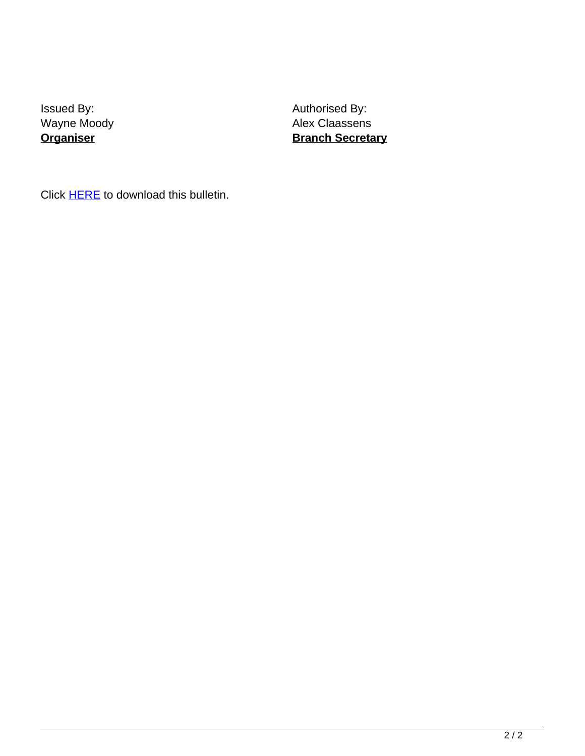Issued By:
Wayne Moody
**Organiser**

Authorised By:
Alex Claassens
**Branch Secretary**

Click HERE to download this bulletin.